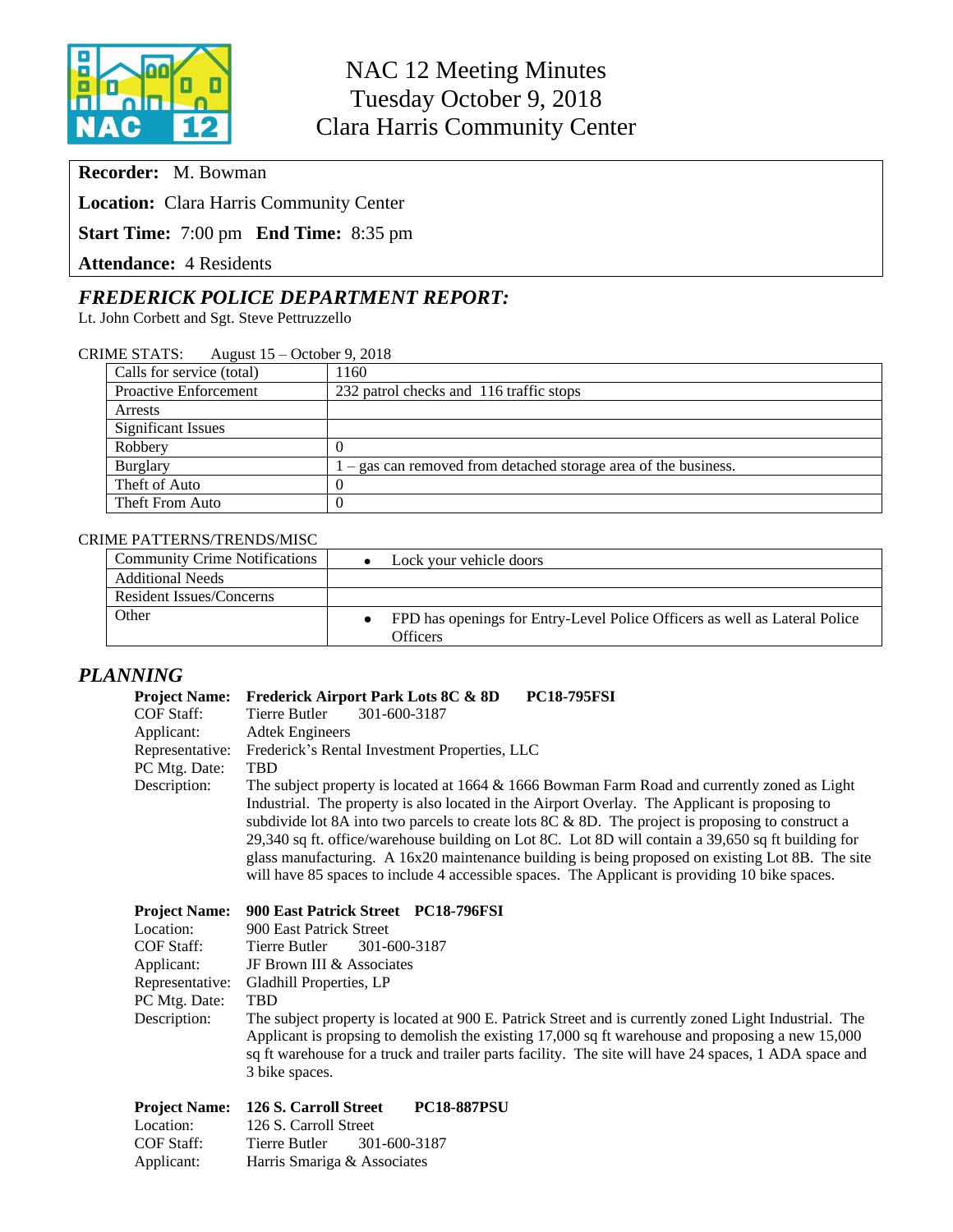# NAC 12 Meeting Minutes
## Tuesday October 9, 2018
## Clara Harris Community Center

**Recorder:** M. Bowman

**Location:** Clara Harris Community Center

**Start Time:** 7:00 pm **End Time:** 8:35 pm

**Attendance:** 4 Residents

## *FREDERICK POLICE DEPARTMENT REPORT:*

Lt. John Corbett and Sgt. Steve Pettruzzello

CRIME STATS: August 15 – October 9, 2018

| | |
|---|---|
| Calls for service (total) | 1160 |
| Proactive Enforcement | 232 patrol checks and 116 traffic stops |
| Arrests | |
| Significant Issues | |
| Robbery | 0 |
| Burglary | 1 – gas can removed from detached storage area of the business. |
| Theft of Auto | 0 |
| Theft From Auto | 0 |

CRIME PATTERNS/TRENDS/MISC

| | |
|---|---|
| Community Crime Notifications | • Lock your vehicle doors |
| Additional Needs | |
| Resident Issues/Concerns | |
| Other | • FPD has openings for Entry-Level Police Officers as well as Lateral Police Officers |

## *PLANNING*

**Project Name:** **Frederick Airport Park Lots 8C & 8D PC18-795FSI**
COF Staff: Tierre Butler 301-600-3187
Applicant: Adtek Engineers
Representative: Frederick's Rental Investment Properties, LLC
PC Mtg. Date: TBD
Description: The subject property is located at 1664 & 1666 Bowman Farm Road and currently zoned as Light Industrial. The property is also located in the Airport Overlay. The Applicant is proposing to subdivide lot 8A into two parcels to create lots 8C & 8D. The project is proposing to construct a 29,340 sq ft. office/warehouse building on Lot 8C. Lot 8D will contain a 39,650 sq ft building for glass manufacturing. A 16x20 maintenance building is being proposed on existing Lot 8B. The site will have 85 spaces to include 4 accessible spaces. The Applicant is providing 10 bike spaces.

**Project Name:** **900 East Patrick Street PC18-796FSI**
Location: 900 East Patrick Street
COF Staff: Tierre Butler 301-600-3187
Applicant: JF Brown III & Associates
Representative: Gladhill Properties, LP
PC Mtg. Date: TBD
Description: The subject property is located at 900 E. Patrick Street and is currently zoned Light Industrial. The Applicant is propsing to demolish the existing 17,000 sq ft warehouse and proposing a new 15,000 sq ft warehouse for a truck and trailer parts facility. The site will have 24 spaces, 1 ADA space and 3 bike spaces.

**Project Name:** **126 S. Carroll Street PC18-887PSU**
Location: 126 S. Carroll Street
COF Staff: Tierre Butler 301-600-3187
Applicant: Harris Smariga & Associates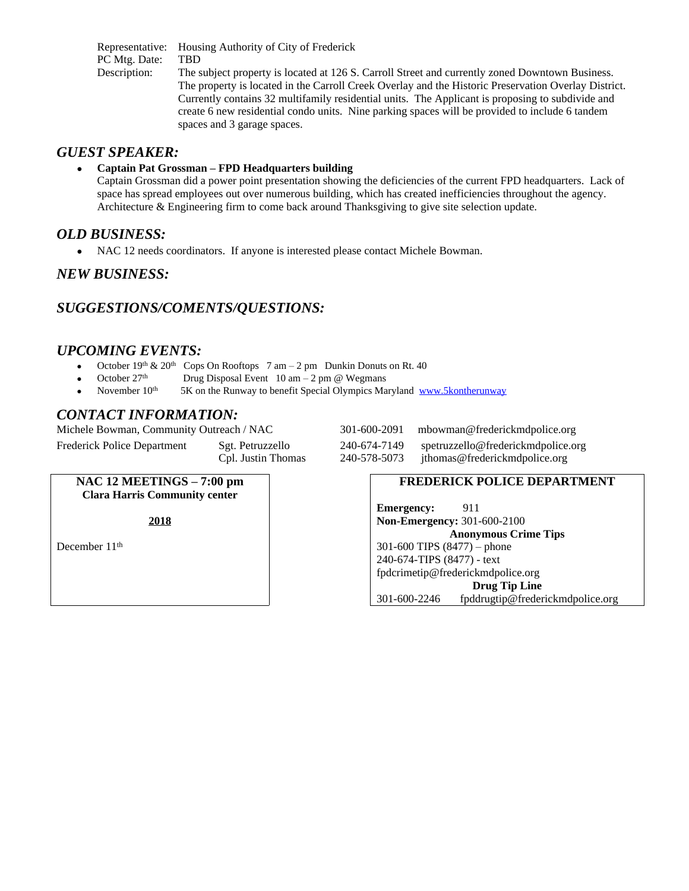Representative: Housing Authority of City of Frederick
PC Mtg. Date: TBD
Description: The subject property is located at 126 S. Carroll Street and currently zoned Downtown Business. The property is located in the Carroll Creek Overlay and the Historic Preservation Overlay District. Currently contains 32 multifamily residential units. The Applicant is proposing to subdivide and create 6 new residential condo units. Nine parking spaces will be provided to include 6 tandem spaces and 3 garage spaces.

## *GUEST SPEAKER:*

- **Captain Pat Grossman – FPD Headquarters building**
  Captain Grossman did a power point presentation showing the deficiencies of the current FPD headquarters. Lack of space has spread employees out over numerous building, which has created inefficiencies throughout the agency. Architecture & Engineering firm to come back around Thanksgiving to give site selection update.

## *OLD BUSINESS:*

- NAC 12 needs coordinators. If anyone is interested please contact Michele Bowman.

## *NEW BUSINESS:*

## *SUGGESTIONS/COMENTS/QUESTIONS:*

## *UPCOMING EVENTS:*

- October 19th & 20th Cops On Rooftops 7 am – 2 pm Dunkin Donuts on Rt. 40
- October 27th Drug Disposal Event 10 am – 2 pm @ Wegmans
- November 10th 5K on the Runway to benefit Special Olympics Maryland www.5kontherunway

## *CONTACT INFORMATION:*

| | | | |
|---|---|---|---|
| Michele Bowman, Community Outreach / NAC | | 301-600-2091 | mbowman@frederickmdpolice.org |
| Frederick Police Department | Sgt. Petruzzello | 240-674-7149 | spetruzzello@frederickmdpolice.org |
| | Cpl. Justin Thomas | 240-578-5073 | jthomas@frederickmdpolice.org |

**NAC 12 MEETINGS – 7:00 pm**
**Clara Harris Community center**

**2018**

December 11th

**FREDERICK POLICE DEPARTMENT**

**Emergency:** 911
**Non-Emergency:** 301-600-2100

**Anonymous Crime Tips**
301-600 TIPS (8477) – phone
240-674-TIPS (8477) - text
fpdcrimetip@frederickmdpolice.org

**Drug Tip Line**
301-600-2246 fpddrugtip@frederickmdpolice.org